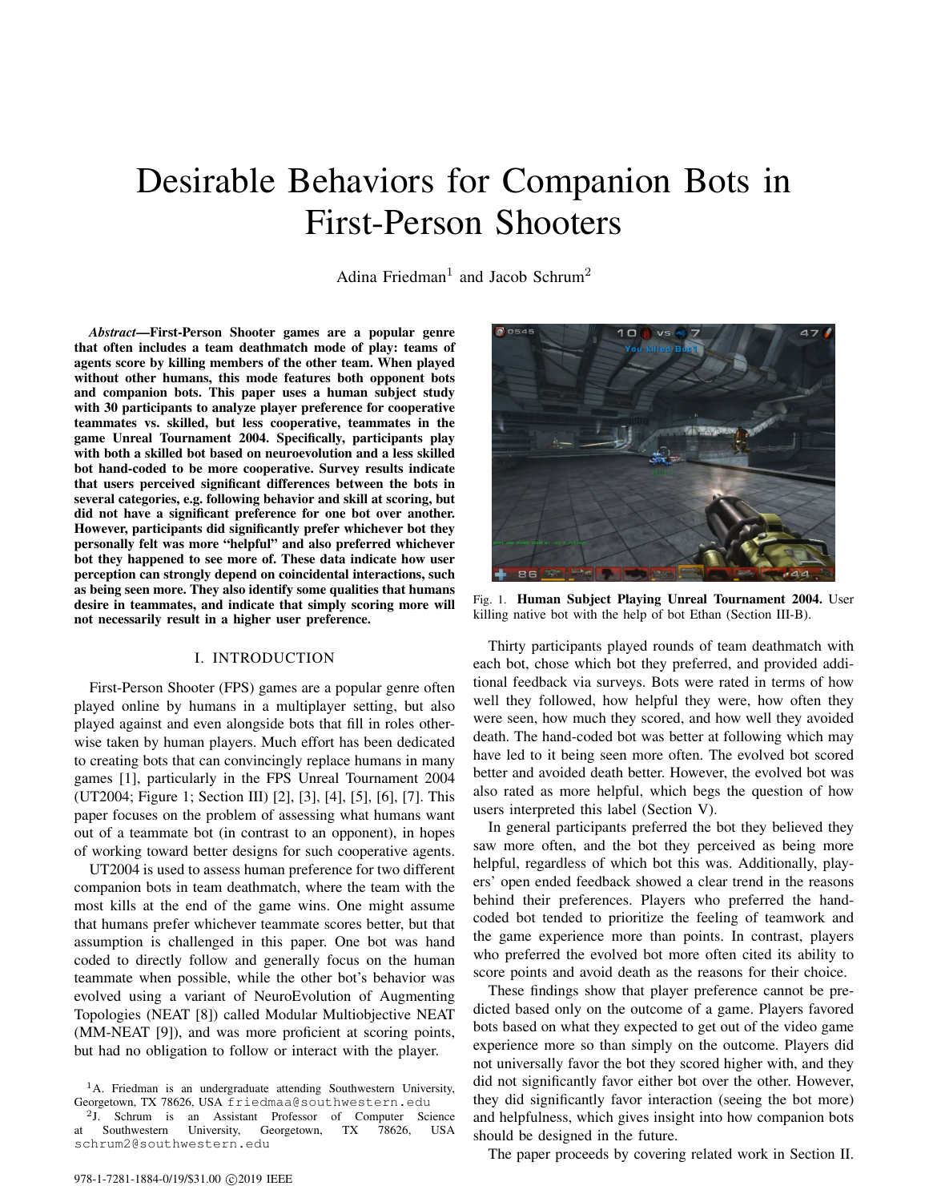# Desirable Behaviors for Companion Bots in First-Person Shooters

Adina Friedman[1] and Jacob Schrum[2]

***Abstract*—First-Person Shooter games are a popular genre that often includes a team deathmatch mode of play: teams of agents score by killing members of the other team. When played without other humans, this mode features both opponent bots and companion bots. This paper uses a human subject study with 30 participants to analyze player preference for cooperative teammates vs. skilled, but less cooperative, teammates in the game Unreal Tournament 2004. Specifically, participants play with both a skilled bot based on neuroevolution and a less skilled bot hand-coded to be more cooperative. Survey results indicate that users perceived significant differences between the bots in several categories, e.g. following behavior and skill at scoring, but did not have a significant preference for one bot over another. However, participants did significantly prefer whichever bot they personally felt was more "helpful" and also preferred whichever bot they happened to see more of. These data indicate how user perception can strongly depend on coincidental interactions, such as being seen more. They also identify some qualities that humans desire in teammates, and indicate that simply scoring more will not necessarily result in a higher user preference.**

## I. INTRODUCTION

First-Person Shooter (FPS) games are a popular genre often played online by humans in a multiplayer setting, but also played against and even alongside bots that fill in roles otherwise taken by human players. Much effort has been dedicated to creating bots that can convincingly replace humans in many games [1], particularly in the FPS Unreal Tournament 2004 (UT2004; Figure 1; Section III) [2], [3], [4], [5], [6], [7]. This paper focuses on the problem of assessing what humans want out of a teammate bot (in contrast to an opponent), in hopes of working toward better designs for such cooperative agents.

UT2004 is used to assess human preference for two different companion bots in team deathmatch, where the team with the most kills at the end of the game wins. One might assume that humans prefer whichever teammate scores better, but that assumption is challenged in this paper. One bot was hand coded to directly follow and generally focus on the human teammate when possible, while the other bot's behavior was evolved using a variant of NeuroEvolution of Augmenting Topologies (NEAT [8]) called Modular Multiobjective NEAT (MM-NEAT [9]), and was more proficient at scoring points, but had no obligation to follow or interact with the player.

[1]A. Friedman is an undergraduate attending Southwestern University, Georgetown, TX 78626, USA friedmaa@southwestern.edu

[2]J. Schrum is an Assistant Professor of Computer Science at Southwestern University, Georgetown, TX 78626, USA schrum2@southwestern.edu

Fig. 1. **Human Subject Playing Unreal Tournament 2004.** User killing native bot with the help of bot Ethan (Section III-B).

Thirty participants played rounds of team deathmatch with each bot, chose which bot they preferred, and provided additional feedback via surveys. Bots were rated in terms of how well they followed, how helpful they were, how often they were seen, how much they scored, and how well they avoided death. The hand-coded bot was better at following which may have led to it being seen more often. The evolved bot scored better and avoided death better. However, the evolved bot was also rated as more helpful, which begs the question of how users interpreted this label (Section V).

In general participants preferred the bot they believed they saw more often, and the bot they perceived as being more helpful, regardless of which bot this was. Additionally, players' open ended feedback showed a clear trend in the reasons behind their preferences. Players who preferred the hand-coded bot tended to prioritize the feeling of teamwork and the game experience more than points. In contrast, players who preferred the evolved bot more often cited its ability to score points and avoid death as the reasons for their choice.

These findings show that player preference cannot be predicted based only on the outcome of a game. Players favored bots based on what they expected to get out of the video game experience more so than simply on the outcome. Players did not universally favor the bot they scored higher with, and they did not significantly favor either bot over the other. However, they did significantly favor interaction (seeing the bot more) and helpfulness, which gives insight into how companion bots should be designed in the future.

The paper proceeds by covering related work in Section II.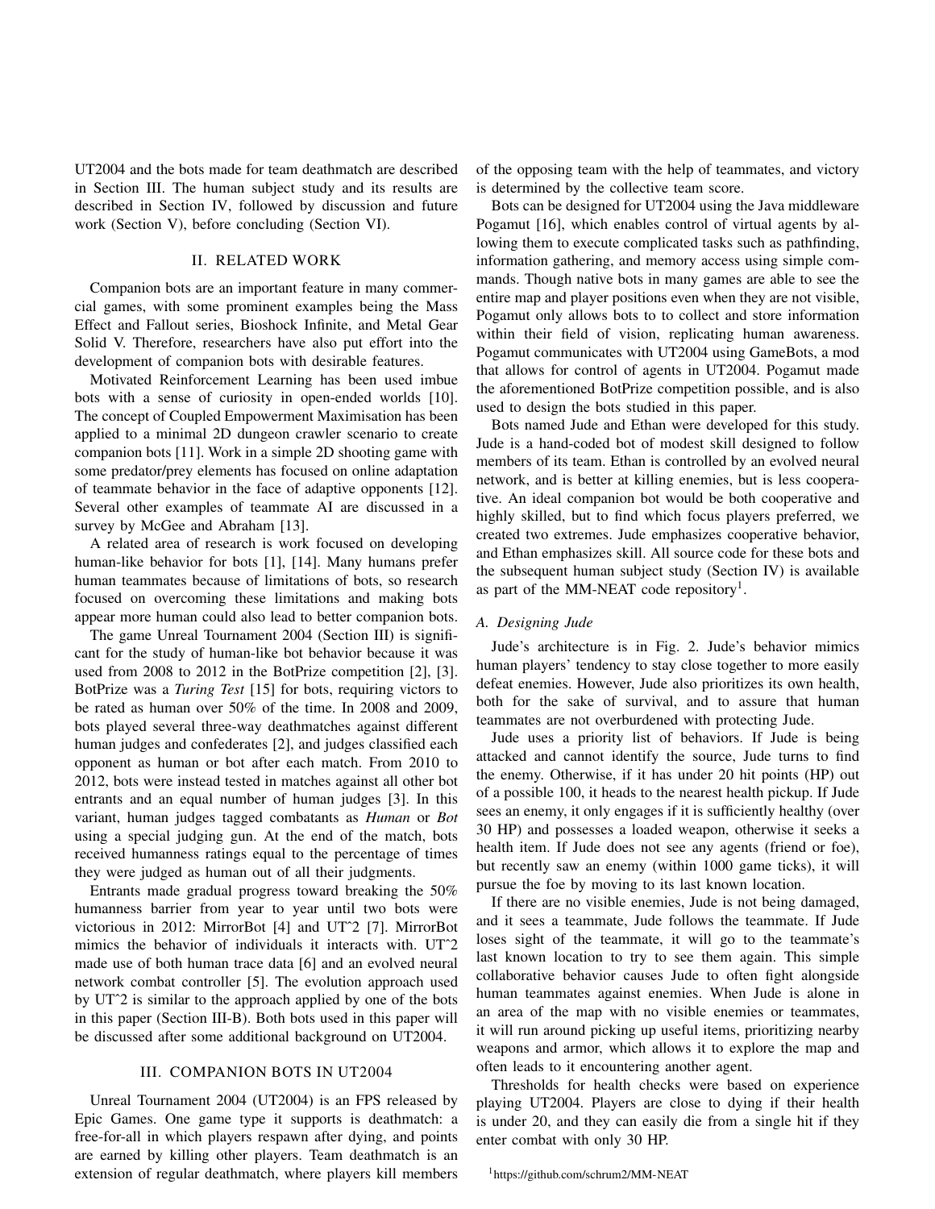UT2004 and the bots made for team deathmatch are described in Section III. The human subject study and its results are described in Section IV, followed by discussion and future work (Section V), before concluding (Section VI).

## II. RELATED WORK

Companion bots are an important feature in many commercial games, with some prominent examples being the Mass Effect and Fallout series, Bioshock Infinite, and Metal Gear Solid V. Therefore, researchers have also put effort into the development of companion bots with desirable features.

Motivated Reinforcement Learning has been used imbue bots with a sense of curiosity in open-ended worlds [10]. The concept of Coupled Empowerment Maximisation has been applied to a minimal 2D dungeon crawler scenario to create companion bots [11]. Work in a simple 2D shooting game with some predator/prey elements has focused on online adaptation of teammate behavior in the face of adaptive opponents [12]. Several other examples of teammate AI are discussed in a survey by McGee and Abraham [13].

A related area of research is work focused on developing human-like behavior for bots [1], [14]. Many humans prefer human teammates because of limitations of bots, so research focused on overcoming these limitations and making bots appear more human could also lead to better companion bots.

The game Unreal Tournament 2004 (Section III) is significant for the study of human-like bot behavior because it was used from 2008 to 2012 in the BotPrize competition [2], [3]. BotPrize was a *Turing Test* [15] for bots, requiring victors to be rated as human over 50% of the time. In 2008 and 2009, bots played several three-way deathmatches against different human judges and confederates [2], and judges classified each opponent as human or bot after each match. From 2010 to 2012, bots were instead tested in matches against all other bot entrants and an equal number of human judges [3]. In this variant, human judges tagged combatants as *Human* or *Bot* using a special judging gun. At the end of the match, bots received humanness ratings equal to the percentage of times they were judged as human out of all their judgments.

Entrants made gradual progress toward breaking the 50% humanness barrier from year to year until two bots were victorious in 2012: MirrorBot [4] and UTˆ2 [7]. MirrorBot mimics the behavior of individuals it interacts with. UTˆ2 made use of both human trace data [6] and an evolved neural network combat controller [5]. The evolution approach used by UTˆ2 is similar to the approach applied by one of the bots in this paper (Section III-B). Both bots used in this paper will be discussed after some additional background on UT2004.

## III. COMPANION BOTS IN UT2004

Unreal Tournament 2004 (UT2004) is an FPS released by Epic Games. One game type it supports is deathmatch: a free-for-all in which players respawn after dying, and points are earned by killing other players. Team deathmatch is an extension of regular deathmatch, where players kill members of the opposing team with the help of teammates, and victory is determined by the collective team score.

Bots can be designed for UT2004 using the Java middleware Pogamut [16], which enables control of virtual agents by allowing them to execute complicated tasks such as pathfinding, information gathering, and memory access using simple commands. Though native bots in many games are able to see the entire map and player positions even when they are not visible, Pogamut only allows bots to to collect and store information within their field of vision, replicating human awareness. Pogamut communicates with UT2004 using GameBots, a mod that allows for control of agents in UT2004. Pogamut made the aforementioned BotPrize competition possible, and is also used to design the bots studied in this paper.

Bots named Jude and Ethan were developed for this study. Jude is a hand-coded bot of modest skill designed to follow members of its team. Ethan is controlled by an evolved neural network, and is better at killing enemies, but is less cooperative. An ideal companion bot would be both cooperative and highly skilled, but to find which focus players preferred, we created two extremes. Jude emphasizes cooperative behavior, and Ethan emphasizes skill. All source code for these bots and the subsequent human subject study (Section IV) is available as part of the MM-NEAT code repository[1].

### A. Designing Jude

Jude's architecture is in Fig. 2. Jude's behavior mimics human players' tendency to stay close together to more easily defeat enemies. However, Jude also prioritizes its own health, both for the sake of survival, and to assure that human teammates are not overburdened with protecting Jude.

Jude uses a priority list of behaviors. If Jude is being attacked and cannot identify the source, Jude turns to find the enemy. Otherwise, if it has under 20 hit points (HP) out of a possible 100, it heads to the nearest health pickup. If Jude sees an enemy, it only engages if it is sufficiently healthy (over 30 HP) and possesses a loaded weapon, otherwise it seeks a health item. If Jude does not see any agents (friend or foe), but recently saw an enemy (within 1000 game ticks), it will pursue the foe by moving to its last known location.

If there are no visible enemies, Jude is not being damaged, and it sees a teammate, Jude follows the teammate. If Jude loses sight of the teammate, it will go to the teammate's last known location to try to see them again. This simple collaborative behavior causes Jude to often fight alongside human teammates against enemies. When Jude is alone in an area of the map with no visible enemies or teammates, it will run around picking up useful items, prioritizing nearby weapons and armor, which allows it to explore the map and often leads to it encountering another agent.

Thresholds for health checks were based on experience playing UT2004. Players are close to dying if their health is under 20, and they can easily die from a single hit if they enter combat with only 30 HP.

[1] https://github.com/schrum2/MM-NEAT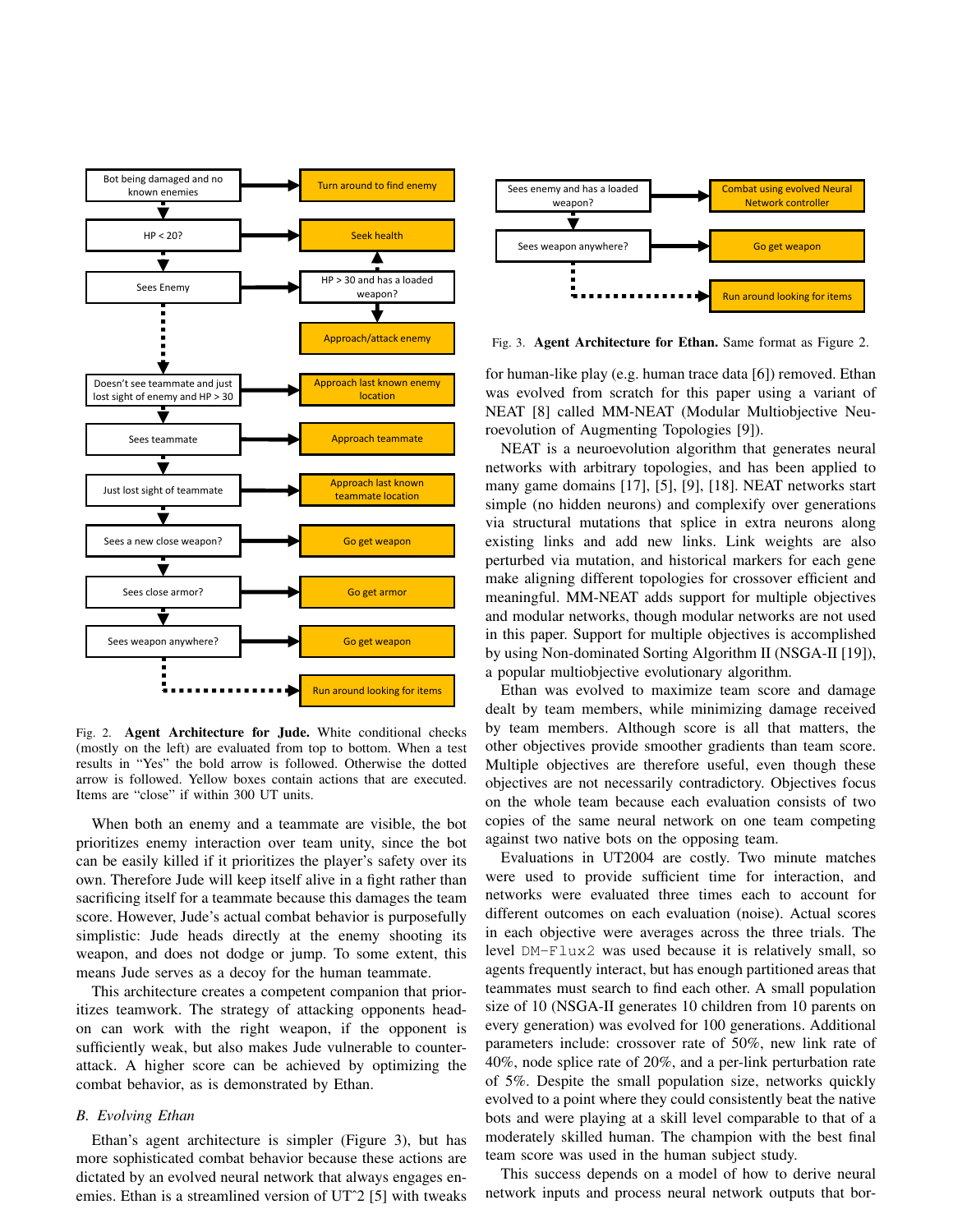Fig. 2. **Agent Architecture for Jude.** White conditional checks (mostly on the left) are evaluated from top to bottom. When a test results in "Yes" the bold arrow is followed. Otherwise the dotted arrow is followed. Yellow boxes contain actions that are executed. Items are "close" if within 300 UT units.

When both an enemy and a teammate are visible, the bot prioritizes enemy interaction over team unity, since the bot can be easily killed if it prioritizes the player's safety over its own. Therefore Jude will keep itself alive in a fight rather than sacrificing itself for a teammate because this damages the team score. However, Jude's actual combat behavior is purposefully simplistic: Jude heads directly at the enemy shooting its weapon, and does not dodge or jump. To some extent, this means Jude serves as a decoy for the human teammate.

This architecture creates a competent companion that prioritizes teamwork. The strategy of attacking opponents head-on can work with the right weapon, if the opponent is sufficiently weak, but also makes Jude vulnerable to counter-attack. A higher score can be achieved by optimizing the combat behavior, as is demonstrated by Ethan.

### *B. Evolving Ethan*

Ethan's agent architecture is simpler (Figure 3), but has more sophisticated combat behavior because these actions are dictated by an evolved neural network that always engages enemies. Ethan is a streamlined version of UT^2 [5] with tweaks for human-like play (e.g. human trace data [6]) removed. Ethan was evolved from scratch for this paper using a variant of NEAT [8] called MM-NEAT (Modular Multiobjective Neuroevolution of Augmenting Topologies [9]).

Fig. 3. **Agent Architecture for Ethan.** Same format as Figure 2.

NEAT is a neuroevolution algorithm that generates neural networks with arbitrary topologies, and has been applied to many game domains [17], [5], [9], [18]. NEAT networks start simple (no hidden neurons) and complexify over generations via structural mutations that splice in extra neurons along existing links and add new links. Link weights are also perturbed via mutation, and historical markers for each gene make aligning different topologies for crossover efficient and meaningful. MM-NEAT adds support for multiple objectives and modular networks, though modular networks are not used in this paper. Support for multiple objectives is accomplished by using Non-dominated Sorting Algorithm II (NSGA-II [19]), a popular multiobjective evolutionary algorithm.

Ethan was evolved to maximize team score and damage dealt by team members, while minimizing damage received by team members. Although score is all that matters, the other objectives provide smoother gradients than team score. Multiple objectives are therefore useful, even though these objectives are not necessarily contradictory. Objectives focus on the whole team because each evaluation consists of two copies of the same neural network on one team competing against two native bots on the opposing team.

Evaluations in UT2004 are costly. Two minute matches were used to provide sufficient time for interaction, and networks were evaluated three times each to account for different outcomes on each evaluation (noise). Actual scores in each objective were averages across the three trials. The level `DM-Flux2` was used because it is relatively small, so agents frequently interact, but has enough partitioned areas that teammates must search to find each other. A small population size of 10 (NSGA-II generates 10 children from 10 parents on every generation) was evolved for 100 generations. Additional parameters include: crossover rate of 50%, new link rate of 40%, node splice rate of 20%, and a per-link perturbation rate of 5%. Despite the small population size, networks quickly evolved to a point where they could consistently beat the native bots and were playing at a skill level comparable to that of a moderately skilled human. The champion with the best final team score was used in the human subject study.

This success depends on a model of how to derive neural network inputs and process neural network outputs that bor-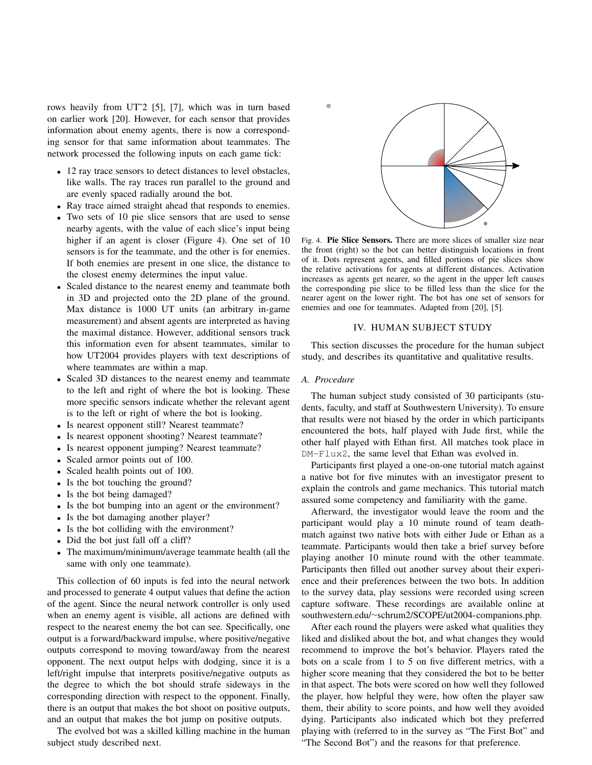rows heavily from UT^2 [5], [7], which was in turn based on earlier work [20]. However, for each sensor that provides information about enemy agents, there is now a corresponding sensor for that same information about teammates. The network processed the following inputs on each game tick:

- 12 ray trace sensors to detect distances to level obstacles, like walls. The ray traces run parallel to the ground and are evenly spaced radially around the bot.
- Ray trace aimed straight ahead that responds to enemies.
- Two sets of 10 pie slice sensors that are used to sense nearby agents, with the value of each slice's input being higher if an agent is closer (Figure 4). One set of 10 sensors is for the teammate, and the other is for enemies. If both enemies are present in one slice, the distance to the closest enemy determines the input value.
- Scaled distance to the nearest enemy and teammate both in 3D and projected onto the 2D plane of the ground. Max distance is 1000 UT units (an arbitrary in-game measurement) and absent agents are interpreted as having the maximal distance. However, additional sensors track this information even for absent teammates, similar to how UT2004 provides players with text descriptions of where teammates are within a map.
- Scaled 3D distances to the nearest enemy and teammate to the left and right of where the bot is looking. These more specific sensors indicate whether the relevant agent is to the left or right of where the bot is looking.
- Is nearest opponent still? Nearest teammate?
- Is nearest opponent shooting? Nearest teammate?
- Is nearest opponent jumping? Nearest teammate?
- Scaled armor points out of 100.
- Scaled health points out of 100.
- Is the bot touching the ground?
- Is the bot being damaged?
- Is the bot bumping into an agent or the environment?
- Is the bot damaging another player?
- Is the bot colliding with the environment?
- Did the bot just fall off a cliff?
- The maximum/minimum/average teammate health (all the same with only one teammate).

This collection of 60 inputs is fed into the neural network and processed to generate 4 output values that define the action of the agent. Since the neural network controller is only used when an enemy agent is visible, all actions are defined with respect to the nearest enemy the bot can see. Specifically, one output is a forward/backward impulse, where positive/negative outputs correspond to moving toward/away from the nearest opponent. The next output helps with dodging, since it is a left/right impulse that interprets positive/negative outputs as the degree to which the bot should strafe sideways in the corresponding direction with respect to the opponent. Finally, there is an output that makes the bot shoot on positive outputs, and an output that makes the bot jump on positive outputs.

The evolved bot was a skilled killing machine in the human subject study described next.

Fig. 4. **Pie Slice Sensors.** There are more slices of smaller size near the front (right) so the bot can better distinguish locations in front of it. Dots represent agents, and filled portions of pie slices show the relative activations for agents at different distances. Activation increases as agents get nearer, so the agent in the upper left causes the corresponding pie slice to be filled less than the slice for the nearer agent on the lower right. The bot has one set of sensors for enemies and one for teammates. Adapted from [20], [5].

## IV. HUMAN SUBJECT STUDY

This section discusses the procedure for the human subject study, and describes its quantitative and qualitative results.

### A. Procedure

The human subject study consisted of 30 participants (students, faculty, and staff at Southwestern University). To ensure that results were not biased by the order in which participants encountered the bots, half played with Jude first, while the other half played with Ethan first. All matches took place in `DM-Flux2`, the same level that Ethan was evolved in.

Participants first played a one-on-one tutorial match against a native bot for five minutes with an investigator present to explain the controls and game mechanics. This tutorial match assured some competency and familiarity with the game.

Afterward, the investigator would leave the room and the participant would play a 10 minute round of team deathmatch against two native bots with either Jude or Ethan as a teammate. Participants would then take a brief survey before playing another 10 minute round with the other teammate. Participants then filled out another survey about their experience and their preferences between the two bots. In addition to the survey data, play sessions were recorded using screen capture software. These recordings are available online at southwestern.edu/~schrum2/SCOPE/ut2004-companions.php.

After each round the players were asked what qualities they liked and disliked about the bot, and what changes they would recommend to improve the bot's behavior. Players rated the bots on a scale from 1 to 5 on five different metrics, with a higher score meaning that they considered the bot to be better in that aspect. The bots were scored on how well they followed the player, how helpful they were, how often the player saw them, their ability to score points, and how well they avoided dying. Participants also indicated which bot they preferred playing with (referred to in the survey as "The First Bot" and "The Second Bot") and the reasons for that preference.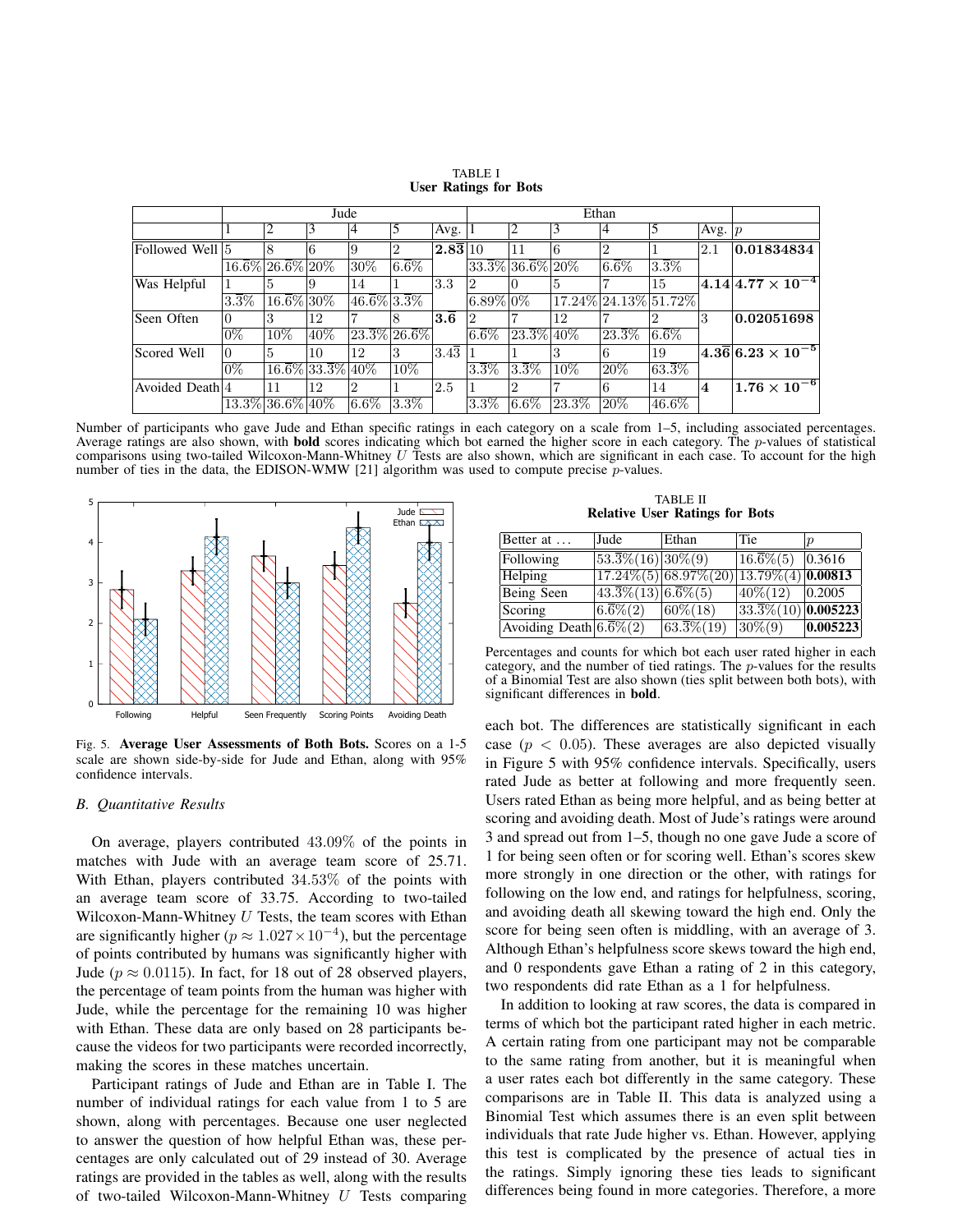TABLE I
**User Ratings for Bots**

| | Jude | | | | | | Ethan | | | | | | |
|---|---|---|---|---|---|---|---|---|---|---|---|---|---|
| | 1 | 2 | 3 | 4 | 5 | Avg. | 1 | 2 | 3 | 4 | 5 | Avg. | $p$ |
| Followed Well | 5 | 8 | 6 | 9 | 2 | **2.83** | 10 | 11 | 6 | 2 | 1 | 2.1 | **0.01834834** |
| | $16.\overline{6}\%$ | $26.\overline{6}\%$ | 20% | 30% | $6.\overline{6}\%$ | | $33.\overline{3}\%$ | $36.\overline{6}\%$ | 20% | $6.\overline{6}\%$ | $3.\overline{3}\%$ | | |
| Was Helpful | 1 | 5 | 9 | 14 | 1 | 3.3 | 2 | 0 | 5 | 7 | 15 | **4.14** | $\mathbf{4.77 \times 10^{-4}}$ |
| | $3.\overline{3}\%$ | $16.\overline{6}\%$ | 30% | $46.\overline{6}\%$ | $3.\overline{3}\%$ | | 6.89% | 0% | 17.24% | 24.13% | 51.72% | | |
| Seen Often | 0 | 3 | 12 | 7 | 8 | **3.6** | 2 | 7 | 12 | 7 | 2 | 3 | **0.02051698** |
| | 0% | 10% | 40% | $23.\overline{3}\%$ | $26.\overline{6}\%$ | | $6.\overline{6}\%$ | $23.\overline{3}\%$ | 40% | $23.\overline{3}\%$ | $6.\overline{6}\%$ | | |
| Scored Well | 0 | 5 | 10 | 12 | 3 | $3.4\overline{3}$ | 1 | 1 | 3 | 6 | 19 | **4.36** | $\mathbf{6.23 \times 10^{-5}}$ |
| | 0% | $16.\overline{6}\%$ | $33.\overline{3}\%$ | 40% | 10% | | $3.\overline{3}\%$ | $3.\overline{3}\%$ | 10% | 20% | $63.\overline{3}\%$ | | |
| Avoided Death | 4 | 11 | 12 | 2 | 1 | 2.5 | 1 | 2 | 7 | 6 | 14 | **4** | $\mathbf{1.76 \times 10^{-6}}$ |
| | $13.\overline{3}\%$ | $36.\overline{6}\%$ | 40% | $6.\overline{6}\%$ | $3.\overline{3}\%$ | | $3.\overline{3}\%$ | $6.\overline{6}\%$ | $23.\overline{3}\%$ | 20% | $46.\overline{6}\%$ | | |

Number of participants who gave Jude and Ethan specific ratings in each category on a scale from 1–5, including associated percentages. Average ratings are also shown, with **bold** scores indicating which bot earned the higher score in each category. The $p$-values of statistical comparisons using two-tailed Wilcoxon-Mann-Whitney $U$ Tests are also shown, which are significant in each case. To account for the high number of ties in the data, the EDISON-WMW [21] algorithm was used to compute precise $p$-values.

Fig. 5. **Average User Assessments of Both Bots.** Scores on a 1-5 scale are shown side-by-side for Jude and Ethan, along with 95% confidence intervals.

TABLE II
**Relative User Ratings for Bots**

| Better at ... | Jude | Ethan | Tie | $p$ |
|---|---|---|---|---|
| Following | $53.\overline{3}\%(16)$ | 30%(9) | $16.\overline{6}\%(5)$ | 0.3616 |
| Helping | 17.24%(5) | 68.97%(20) | 13.79%(4) | **0.00813** |
| Being Seen | $43.\overline{3}\%(13)$ | $6.\overline{6}\%(5)$ | 40%(12) | 0.2005 |
| Scoring | $6.\overline{6}\%(2)$ | 60%(18) | $33.\overline{3}\%(10)$ | **0.005223** |
| Avoiding Death | $6.\overline{6}\%(2)$ | $63.\overline{3}\%(19)$ | 30%(9) | **0.005223** |

Percentages and counts for which bot each user rated higher in each category, and the number of tied ratings. The $p$-values for the results of a Binomial Test are also shown (ties split between both bots), with significant differences in **bold**.

### B. Quantitative Results

On average, players contributed 43.09% of the points in matches with Jude with an average team score of 25.71. With Ethan, players contributed 34.53% of the points with an average team score of 33.75. According to two-tailed Wilcoxon-Mann-Whitney $U$ Tests, the team scores with Ethan are significantly higher ($p \approx 1.027 \times 10^{-4}$), but the percentage of points contributed by humans was significantly higher with Jude ($p \approx 0.0115$). In fact, for 18 out of 28 observed players, the percentage of team points from the human was higher with Jude, while the percentage for the remaining 10 was higher with Ethan. These data are only based on 28 participants because the videos for two participants were recorded incorrectly, making the scores in these matches uncertain.

Participant ratings of Jude and Ethan are in Table I. The number of individual ratings for each value from 1 to 5 are shown, along with percentages. Because one user neglected to answer the question of how helpful Ethan was, these percentages are only calculated out of 29 instead of 30. Average ratings are provided in the tables as well, along with the results of two-tailed Wilcoxon-Mann-Whitney $U$ Tests comparing each bot. The differences are statistically significant in each case ($p < 0.05$). These averages are also depicted visually in Figure 5 with 95% confidence intervals. Specifically, users rated Jude as better at following and more frequently seen. Users rated Ethan as being more helpful, and as being better at scoring and avoiding death. Most of Jude's ratings were around 3 and spread out from 1–5, though no one gave Jude a score of 1 for being seen often or for scoring well. Ethan's scores skew more strongly in one direction or the other, with ratings for following on the low end, and ratings for helpfulness, scoring, and avoiding death all skewing toward the high end. Only the score for being seen often is middling, with an average of 3. Although Ethan's helpfulness score skews toward the high end, and 0 respondents gave Ethan a rating of 2 in this category, two respondents did rate Ethan as a 1 for helpfulness.

In addition to looking at raw scores, the data is compared in terms of which bot the participant rated higher in each metric. A certain rating from one participant may not be comparable to the same rating from another, but it is meaningful when a user rates each bot differently in the same category. These comparisons are in Table II. This data is analyzed using a Binomial Test which assumes there is an even split between individuals that rate Jude higher vs. Ethan. However, applying this test is complicated by the presence of actual ties in the ratings. Simply ignoring these ties leads to significant differences being found in more categories. Therefore, a more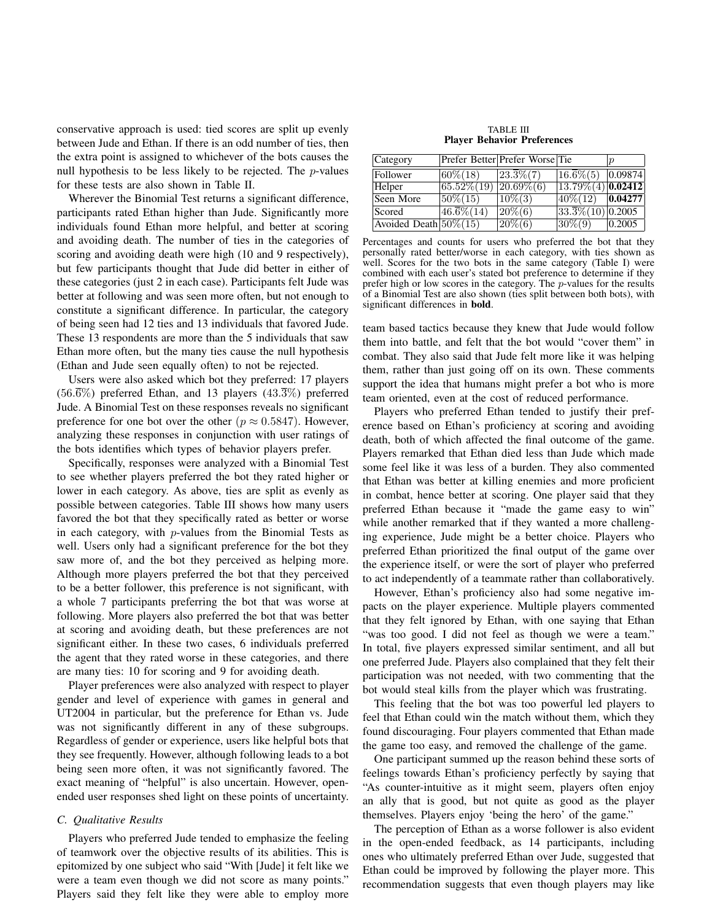conservative approach is used: tied scores are split up evenly between Jude and Ethan. If there is an odd number of ties, then the extra point is assigned to whichever of the bots causes the null hypothesis to be less likely to be rejected. The $p$-values for these tests are also shown in Table II.

Wherever the Binomial Test returns a significant difference, participants rated Ethan higher than Jude. Significantly more individuals found Ethan more helpful, and better at scoring and avoiding death. The number of ties in the categories of scoring and avoiding death were high (10 and 9 respectively), but few participants thought that Jude did better in either of these categories (just 2 in each case). Participants felt Jude was better at following and was seen more often, but not enough to constitute a significant difference. In particular, the category of being seen had 12 ties and 13 individuals that favored Jude. These 13 respondents are more than the 5 individuals that saw Ethan more often, but the many ties cause the null hypothesis (Ethan and Jude seen equally often) to not be rejected.

Users were also asked which bot they preferred: 17 players ($56.\overline{6}\%$) preferred Ethan, and 13 players ($43.\overline{3}\%$) preferred Jude. A Binomial Test on these responses reveals no significant preference for one bot over the other ($p \approx 0.5847$). However, analyzing these responses in conjunction with user ratings of the bots identifies which types of behavior players prefer.

Specifically, responses were analyzed with a Binomial Test to see whether players preferred the bot they rated higher or lower in each category. As above, ties are split as evenly as possible between categories. Table III shows how many users favored the bot that they specifically rated as better or worse in each category, with $p$-values from the Binomial Tests as well. Users only had a significant preference for the bot they saw more of, and the bot they perceived as helping more. Although more players preferred the bot that they perceived to be a better follower, this preference is not significant, with a whole 7 participants preferring the bot that was worse at following. More players also preferred the bot that was better at scoring and avoiding death, but these preferences are not significant either. In these two cases, 6 individuals preferred the agent that they rated worse in these categories, and there are many ties: 10 for scoring and 9 for avoiding death.

Player preferences were also analyzed with respect to player gender and level of experience with games in general and UT2004 in particular, but the preference for Ethan vs. Jude was not significantly different in any of these subgroups. Regardless of gender or experience, users like helpful bots that they see frequently. However, although following leads to a bot being seen more often, it was not significantly favored. The exact meaning of "helpful" is also uncertain. However, open-ended user responses shed light on these points of uncertainty.

### C. Qualitative Results

Players who preferred Jude tended to emphasize the feeling of teamwork over the objective results of its abilities. This is epitomized by one subject who said "With [Jude] it felt like we were a team even though we did not score as many points." Players said they felt like they were able to employ more team based tactics because they knew that Jude would follow them into battle, and felt that the bot would "cover them" in combat. They also said that Jude felt more like it was helping them, rather than just going off on its own. These comments support the idea that humans might prefer a bot who is more team oriented, even at the cost of reduced performance.

TABLE III
**Player Behavior Preferences**

| Category | Prefer Better | Prefer Worse | Tie | $p$ |
|---|---|---|---|---|
| Follower | $60\%(18)$ | $23.\overline{3}\%(7)$ | $16.\overline{6}\%(5)$ | 0.09874 |
| Helper | $65.52\%(19)$ | $20.69\%(6)$ | $13.79\%(4)$ | **0.02412** |
| Seen More | $50\%(15)$ | $10\%(3)$ | $40\%(12)$ | **0.04277** |
| Scored | $46.\overline{6}\%(14)$ | $20\%(6)$ | $33.\overline{3}\%(10)$ | 0.2005 |
| Avoided Death | $50\%(15)$ | $20\%(6)$ | $30\%(9)$ | 0.2005 |

Percentages and counts for users who preferred the bot that they personally rated better/worse in each category, with ties shown as well. Scores for the two bots in the same category (Table I) were combined with each user's stated bot preference to determine if they prefer high or low scores in the category. The $p$-values for the results of a Binomial Test are also shown (ties split between both bots), with significant differences in **bold**.

Players who preferred Ethan tended to justify their preference based on Ethan's proficiency at scoring and avoiding death, both of which affected the final outcome of the game. Players remarked that Ethan died less than Jude which made some feel like it was less of a burden. They also commented that Ethan was better at killing enemies and more proficient in combat, hence better at scoring. One player said that they preferred Ethan because it "made the game easy to win" while another remarked that if they wanted a more challenging experience, Jude might be a better choice. Players who preferred Ethan prioritized the final output of the game over the experience itself, or were the sort of player who preferred to act independently of a teammate rather than collaboratively.

However, Ethan's proficiency also had some negative impacts on the player experience. Multiple players commented that they felt ignored by Ethan, with one saying that Ethan "was too good. I did not feel as though we were a team." In total, five players expressed similar sentiment, and all but one preferred Jude. Players also complained that they felt their participation was not needed, with two commenting that the bot would steal kills from the player which was frustrating.

This feeling that the bot was too powerful led players to feel that Ethan could win the match without them, which they found discouraging. Four players commented that Ethan made the game too easy, and removed the challenge of the game.

One participant summed up the reason behind these sorts of feelings towards Ethan's proficiency perfectly by saying that "As counter-intuitive as it might seem, players often enjoy an ally that is good, but not quite as good as the player themselves. Players enjoy 'being the hero' of the game."

The perception of Ethan as a worse follower is also evident in the open-ended feedback, as 14 participants, including ones who ultimately preferred Ethan over Jude, suggested that Ethan could be improved by following the player more. This recommendation suggests that even though players may like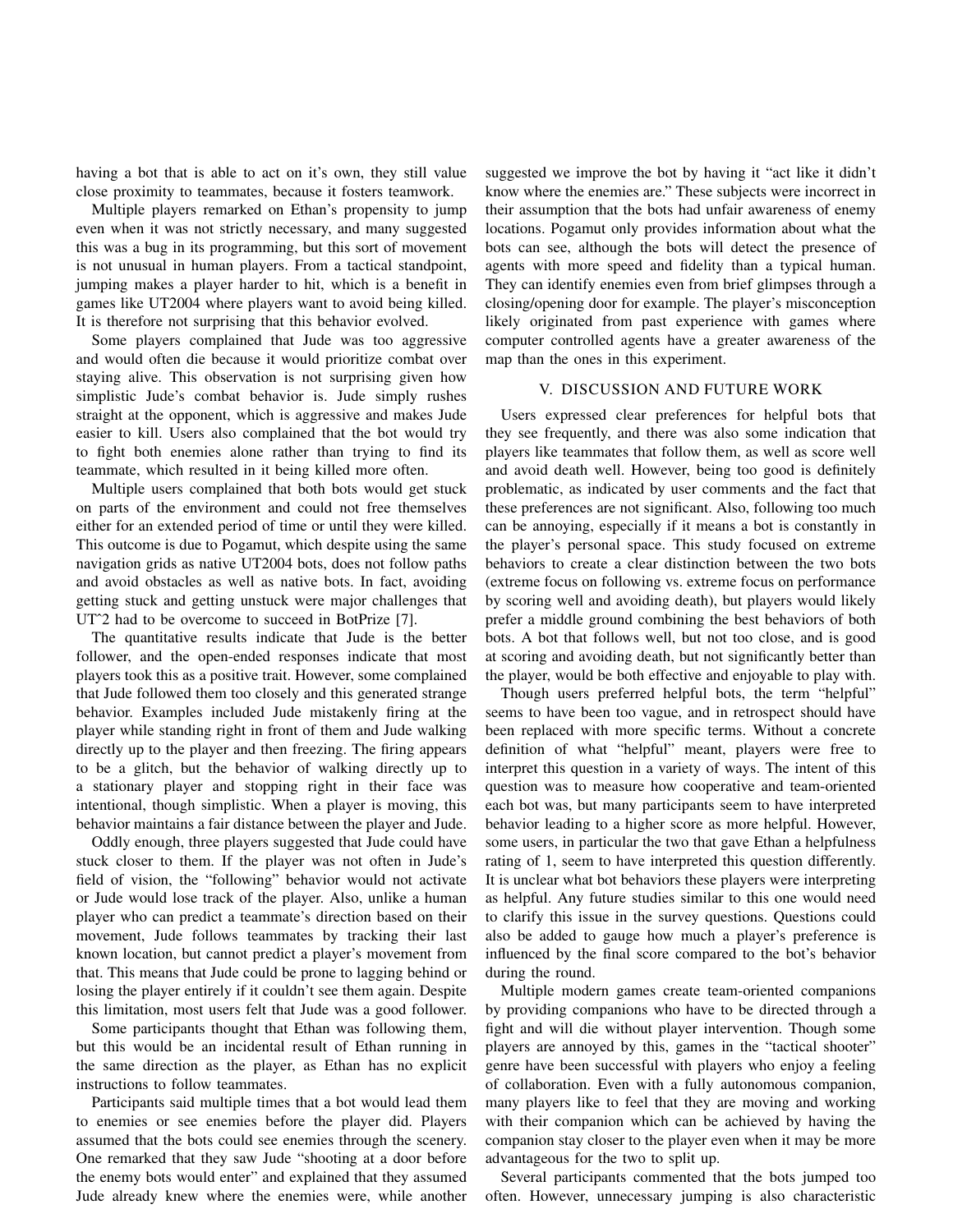having a bot that is able to act on it's own, they still value close proximity to teammates, because it fosters teamwork.

Multiple players remarked on Ethan's propensity to jump even when it was not strictly necessary, and many suggested this was a bug in its programming, but this sort of movement is not unusual in human players. From a tactical standpoint, jumping makes a player harder to hit, which is a benefit in games like UT2004 where players want to avoid being killed. It is therefore not surprising that this behavior evolved.

Some players complained that Jude was too aggressive and would often die because it would prioritize combat over staying alive. This observation is not surprising given how simplistic Jude's combat behavior is. Jude simply rushes straight at the opponent, which is aggressive and makes Jude easier to kill. Users also complained that the bot would try to fight both enemies alone rather than trying to find its teammate, which resulted in it being killed more often.

Multiple users complained that both bots would get stuck on parts of the environment and could not free themselves either for an extended period of time or until they were killed. This outcome is due to Pogamut, which despite using the same navigation grids as native UT2004 bots, does not follow paths and avoid obstacles as well as native bots. In fact, avoiding getting stuck and getting unstuck were major challenges that UT^2 had to be overcome to succeed in BotPrize [7].

The quantitative results indicate that Jude is the better follower, and the open-ended responses indicate that most players took this as a positive trait. However, some complained that Jude followed them too closely and this generated strange behavior. Examples included Jude mistakenly firing at the player while standing right in front of them and Jude walking directly up to the player and then freezing. The firing appears to be a glitch, but the behavior of walking directly up to a stationary player and stopping right in their face was intentional, though simplistic. When a player is moving, this behavior maintains a fair distance between the player and Jude.

Oddly enough, three players suggested that Jude could have stuck closer to them. If the player was not often in Jude's field of vision, the "following" behavior would not activate or Jude would lose track of the player. Also, unlike a human player who can predict a teammate's direction based on their movement, Jude follows teammates by tracking their last known location, but cannot predict a player's movement from that. This means that Jude could be prone to lagging behind or losing the player entirely if it couldn't see them again. Despite this limitation, most users felt that Jude was a good follower.

Some participants thought that Ethan was following them, but this would be an incidental result of Ethan running in the same direction as the player, as Ethan has no explicit instructions to follow teammates.

Participants said multiple times that a bot would lead them to enemies or see enemies before the player did. Players assumed that the bots could see enemies through the scenery. One remarked that they saw Jude "shooting at a door before the enemy bots would enter" and explained that they assumed Jude already knew where the enemies were, while another suggested we improve the bot by having it "act like it didn't know where the enemies are." These subjects were incorrect in their assumption that the bots had unfair awareness of enemy locations. Pogamut only provides information about what the bots can see, although the bots will detect the presence of agents with more speed and fidelity than a typical human. They can identify enemies even from brief glimpses through a closing/opening door for example. The player's misconception likely originated from past experience with games where computer controlled agents have a greater awareness of the map than the ones in this experiment.

## V. DISCUSSION AND FUTURE WORK

Users expressed clear preferences for helpful bots that they see frequently, and there was also some indication that players like teammates that follow them, as well as score well and avoid death well. However, being too good is definitely problematic, as indicated by user comments and the fact that these preferences are not significant. Also, following too much can be annoying, especially if it means a bot is constantly in the player's personal space. This study focused on extreme behaviors to create a clear distinction between the two bots (extreme focus on following vs. extreme focus on performance by scoring well and avoiding death), but players would likely prefer a middle ground combining the best behaviors of both bots. A bot that follows well, but not too close, and is good at scoring and avoiding death, but not significantly better than the player, would be both effective and enjoyable to play with.

Though users preferred helpful bots, the term "helpful" seems to have been too vague, and in retrospect should have been replaced with more specific terms. Without a concrete definition of what "helpful" meant, players were free to interpret this question in a variety of ways. The intent of this question was to measure how cooperative and team-oriented each bot was, but many participants seem to have interpreted behavior leading to a higher score as more helpful. However, some users, in particular the two that gave Ethan a helpfulness rating of 1, seem to have interpreted this question differently. It is unclear what bot behaviors these players were interpreting as helpful. Any future studies similar to this one would need to clarify this issue in the survey questions. Questions could also be added to gauge how much a player's preference is influenced by the final score compared to the bot's behavior during the round.

Multiple modern games create team-oriented companions by providing companions who have to be directed through a fight and will die without player intervention. Though some players are annoyed by this, games in the "tactical shooter" genre have been successful with players who enjoy a feeling of collaboration. Even with a fully autonomous companion, many players like to feel that they are moving and working with their companion which can be achieved by having the companion stay closer to the player even when it may be more advantageous for the two to split up.

Several participants commented that the bots jumped too often. However, unnecessary jumping is also characteristic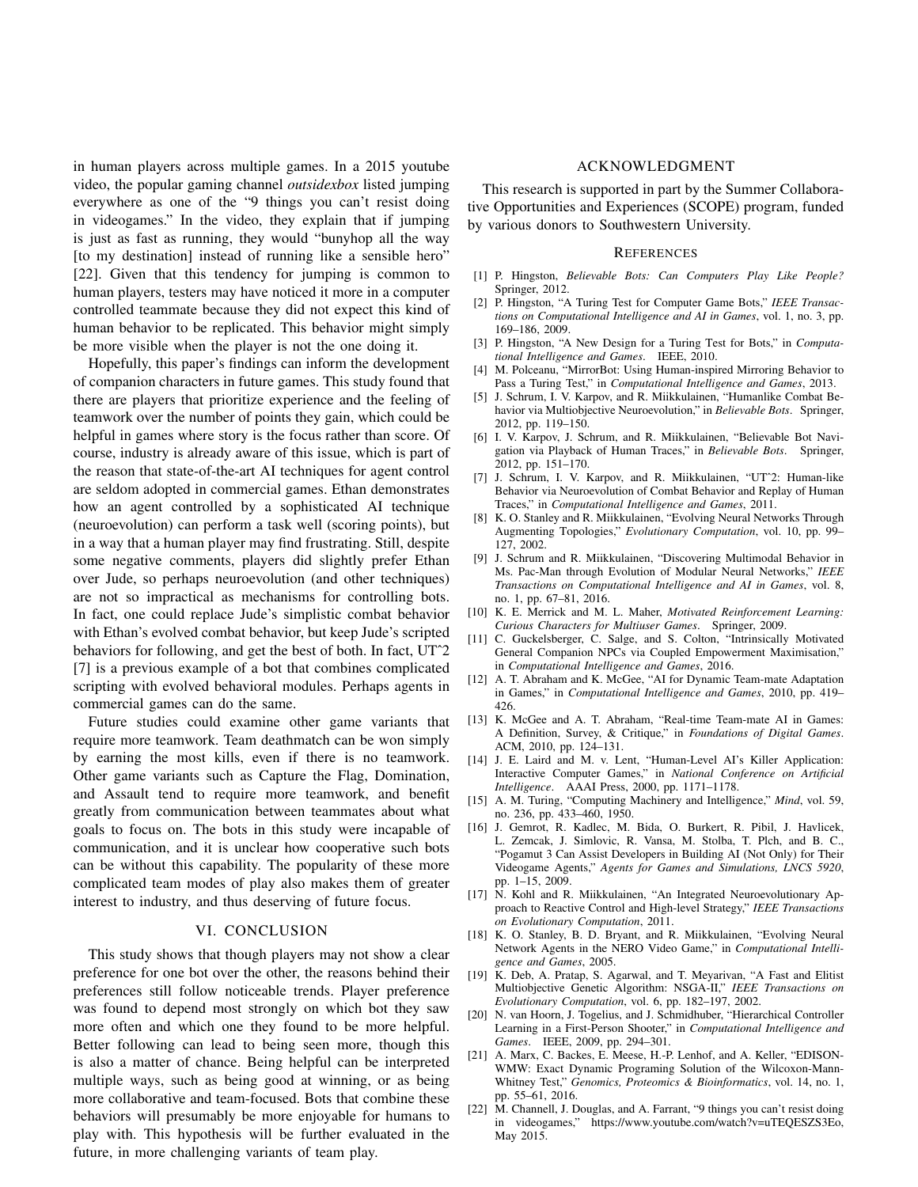in human players across multiple games. In a 2015 youtube video, the popular gaming channel *outsidexbox* listed jumping everywhere as one of the "9 things you can't resist doing in videogames." In the video, they explain that if jumping is just as fast as running, they would "bunyhop all the way [to my destination] instead of running like a sensible hero" [22]. Given that this tendency for jumping is common to human players, testers may have noticed it more in a computer controlled teammate because they did not expect this kind of human behavior to be replicated. This behavior might simply be more visible when the player is not the one doing it.

Hopefully, this paper's findings can inform the development of companion characters in future games. This study found that there are players that prioritize experience and the feeling of teamwork over the number of points they gain, which could be helpful in games where story is the focus rather than score. Of course, industry is already aware of this issue, which is part of the reason that state-of-the-art AI techniques for agent control are seldom adopted in commercial games. Ethan demonstrates how an agent controlled by a sophisticated AI technique (neuroevolution) can perform a task well (scoring points), but in a way that a human player may find frustrating. Still, despite some negative comments, players did slightly prefer Ethan over Jude, so perhaps neuroevolution (and other techniques) are not so impractical as mechanisms for controlling bots. In fact, one could replace Jude's simplistic combat behavior with Ethan's evolved combat behavior, but keep Jude's scripted behaviors for following, and get the best of both. In fact, UT^2 [7] is a previous example of a bot that combines complicated scripting with evolved behavioral modules. Perhaps agents in commercial games can do the same.

Future studies could examine other game variants that require more teamwork. Team deathmatch can be won simply by earning the most kills, even if there is no teamwork. Other game variants such as Capture the Flag, Domination, and Assault tend to require more teamwork, and benefit greatly from communication between teammates about what goals to focus on. The bots in this study were incapable of communication, and it is unclear how cooperative such bots can be without this capability. The popularity of these more complicated team modes of play also makes them of greater interest to industry, and thus deserving of future focus.

## VI. Conclusion

This study shows that though players may not show a clear preference for one bot over the other, the reasons behind their preferences still follow noticeable trends. Player preference was found to depend most strongly on which bot they saw more often and which one they found to be more helpful. Better following can lead to being seen more, though this is also a matter of chance. Being helpful can be interpreted multiple ways, such as being good at winning, or as being more collaborative and team-focused. Bots that combine these behaviors will presumably be more enjoyable for humans to play with. This hypothesis will be further evaluated in the future, in more challenging variants of team play.

## Acknowledgment

This research is supported in part by the Summer Collaborative Opportunities and Experiences (SCOPE) program, funded by various donors to Southwestern University.

## References

[1] P. Hingston, *Believable Bots: Can Computers Play Like People?* Springer, 2012.

[2] P. Hingston, "A Turing Test for Computer Game Bots," *IEEE Transactions on Computational Intelligence and AI in Games*, vol. 1, no. 3, pp. 169–186, 2009.

[3] P. Hingston, "A New Design for a Turing Test for Bots," in *Computational Intelligence and Games*. IEEE, 2010.

[4] M. Polceanu, "MirrorBot: Using Human-inspired Mirroring Behavior to Pass a Turing Test," in *Computational Intelligence and Games*, 2013.

[5] J. Schrum, I. V. Karpov, and R. Miikkulainen, "Humanlike Combat Behavior via Multiobjective Neuroevolution," in *Believable Bots*. Springer, 2012, pp. 119–150.

[6] I. V. Karpov, J. Schrum, and R. Miikkulainen, "Believable Bot Navigation via Playback of Human Traces," in *Believable Bots*. Springer, 2012, pp. 151–170.

[7] J. Schrum, I. V. Karpov, and R. Miikkulainen, "UT^2: Human-like Behavior via Neuroevolution of Combat Behavior and Replay of Human Traces," in *Computational Intelligence and Games*, 2011.

[8] K. O. Stanley and R. Miikkulainen, "Evolving Neural Networks Through Augmenting Topologies," *Evolutionary Computation*, vol. 10, pp. 99–127, 2002.

[9] J. Schrum and R. Miikkulainen, "Discovering Multimodal Behavior in Ms. Pac-Man through Evolution of Modular Neural Networks," *IEEE Transactions on Computational Intelligence and AI in Games*, vol. 8, no. 1, pp. 67–81, 2016.

[10] K. E. Merrick and M. L. Maher, *Motivated Reinforcement Learning: Curious Characters for Multiuser Games*. Springer, 2009.

[11] C. Guckelsberger, C. Salge, and S. Colton, "Intrinsically Motivated General Companion NPCs via Coupled Empowerment Maximisation," in *Computational Intelligence and Games*, 2016.

[12] A. T. Abraham and K. McGee, "AI for Dynamic Team-mate Adaptation in Games," in *Computational Intelligence and Games*, 2010, pp. 419–426.

[13] K. McGee and A. T. Abraham, "Real-time Team-mate AI in Games: A Definition, Survey, & Critique," in *Foundations of Digital Games*. ACM, 2010, pp. 124–131.

[14] J. E. Laird and M. v. Lent, "Human-Level AI's Killer Application: Interactive Computer Games," in *National Conference on Artificial Intelligence*. AAAI Press, 2000, pp. 1171–1178.

[15] A. M. Turing, "Computing Machinery and Intelligence," *Mind*, vol. 59, no. 236, pp. 433–460, 1950.

[16] J. Gemrot, R. Kadlec, M. Bida, O. Burkert, R. Pibil, J. Havlicek, L. Zemcak, J. Simlovic, R. Vansa, M. Stolba, T. Plch, and B. C., "Pogamut 3 Can Assist Developers in Building AI (Not Only) for Their Videogame Agents," *Agents for Games and Simulations, LNCS 5920*, pp. 1–15, 2009.

[17] N. Kohl and R. Miikkulainen, "An Integrated Neuroevolutionary Approach to Reactive Control and High-level Strategy," *IEEE Transactions on Evolutionary Computation*, 2011.

[18] K. O. Stanley, B. D. Bryant, and R. Miikkulainen, "Evolving Neural Network Agents in the NERO Video Game," in *Computational Intelligence and Games*, 2005.

[19] K. Deb, A. Pratap, S. Agarwal, and T. Meyarivan, "A Fast and Elitist Multiobjective Genetic Algorithm: NSGA-II," *IEEE Transactions on Evolutionary Computation*, vol. 6, pp. 182–197, 2002.

[20] N. van Hoorn, J. Togelius, and J. Schmidhuber, "Hierarchical Controller Learning in a First-Person Shooter," in *Computational Intelligence and Games*. IEEE, 2009, pp. 294–301.

[21] A. Marx, C. Backes, E. Meese, H.-P. Lenhof, and A. Keller, "EDISON-WMW: Exact Dynamic Programing Solution of the Wilcoxon-Mann-Whitney Test," *Genomics, Proteomics & Bioinformatics*, vol. 14, no. 1, pp. 55–61, 2016.

[22] M. Channell, J. Douglas, and A. Farrant, "9 things you can't resist doing in videogames," https://www.youtube.com/watch?v=uTEQESZS3Eo, May 2015.